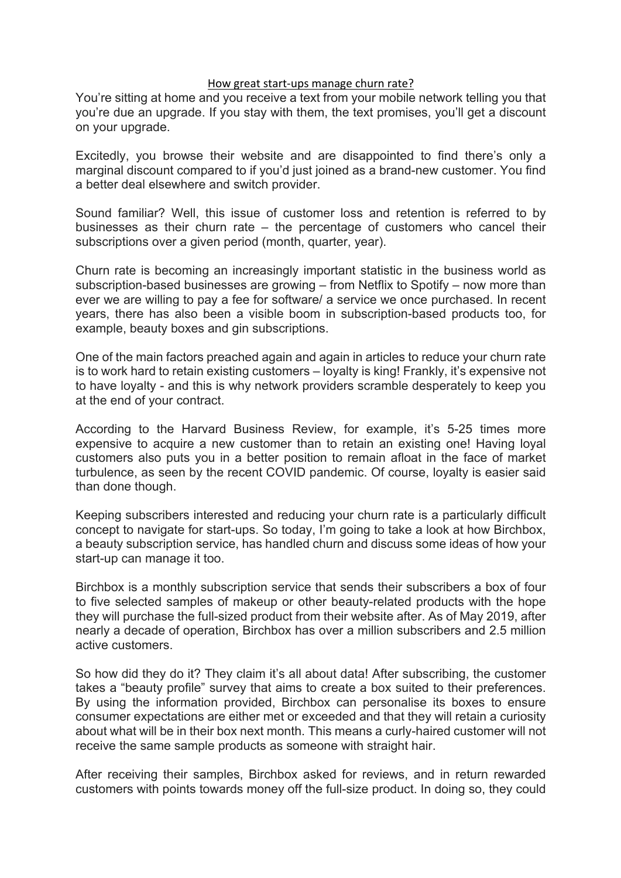# How great start-ups manage churn rate?

You're sitting at home and you receive a text from your mobile network telling you that you're due an upgrade. If you stay with them, the text promises, you'll get a discount on your upgrade.

Excitedly, you browse their website and are disappointed to find there's only a marginal discount compared to if you'd just joined as a brand-new customer. You find a better deal elsewhere and switch provider.

Sound familiar? Well, this issue of customer loss and retention is referred to by businesses as their churn rate – the percentage of customers who cancel their subscriptions over a given period (month, quarter, year).

Churn rate is becoming an increasingly important statistic in the business world as subscription-based businesses are growing – from Netflix to Spotify – now more than ever we are willing to pay a fee for software/ a service we once purchased. In recent years, there has also been a visible boom in subscription-based products too, for example, beauty boxes and gin subscriptions.

One of the main factors preached again and again in articles to reduce your churn rate is to work hard to retain existing customers – loyalty is king! Frankly, it's expensive not to have loyalty - and this is why network providers scramble desperately to keep you at the end of your contract.

According to the Harvard Business Review, for example, it's 5-25 times more expensive to acquire a new customer than to retain an existing one! Having loyal customers also puts you in a better position to remain afloat in the face of market turbulence, as seen by the recent COVID pandemic. Of course, loyalty is easier said than done though.

Keeping subscribers interested and reducing your churn rate is a particularly difficult concept to navigate for start-ups. So today, I'm going to take a look at how Birchbox, a beauty subscription service, has handled churn and discuss some ideas of how your start-up can manage it too.

Birchbox is a monthly subscription service that sends their subscribers a box of four to five selected samples of makeup or other beauty-related products with the hope they will purchase the full-sized product from their website after. As of May 2019, after nearly a decade of operation, Birchbox has over a million subscribers and 2.5 million active customers.

So how did they do it? They claim it's all about data! After subscribing, the customer takes a "beauty profile" survey that aims to create a box suited to their preferences. By using the information provided, Birchbox can personalise its boxes to ensure consumer expectations are either met or exceeded and that they will retain a curiosity about what will be in their box next month. This means a curly-haired customer will not receive the same sample products as someone with straight hair.

After receiving their samples, Birchbox asked for reviews, and in return rewarded customers with points towards money off the full-size product. In doing so, they could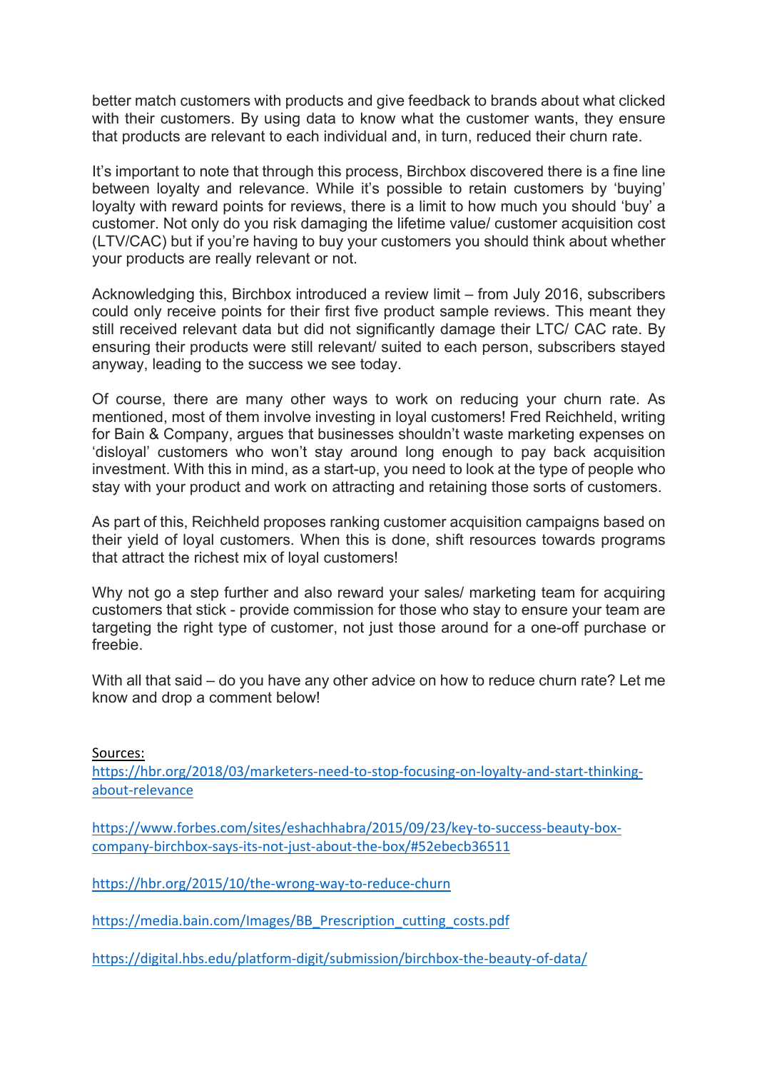better match customers with products and give feedback to brands about what clicked with their customers. By using data to know what the customer wants, they ensure that products are relevant to each individual and, in turn, reduced their churn rate.

It's important to note that through this process, Birchbox discovered there is a fine line between loyalty and relevance. While it's possible to retain customers by 'buying' loyalty with reward points for reviews, there is a limit to how much you should 'buy' a customer. Not only do you risk damaging the lifetime value/ customer acquisition cost (LTV/CAC) but if you're having to buy your customers you should think about whether your products are really relevant or not.

Acknowledging this, Birchbox introduced a review limit – from July 2016, subscribers could only receive points for their first five product sample reviews. This meant they still received relevant data but did not significantly damage their LTC/ CAC rate. By ensuring their products were still relevant/ suited to each person, subscribers stayed anyway, leading to the success we see today.

Of course, there are many other ways to work on reducing your churn rate. As mentioned, most of them involve investing in loyal customers! Fred Reichheld, writing for Bain & Company, argues that businesses shouldn't waste marketing expenses on 'disloyal' customers who won't stay around long enough to pay back acquisition investment. With this in mind, as a start-up, you need to look at the type of people who stay with your product and work on attracting and retaining those sorts of customers.

As part of this, Reichheld proposes ranking customer acquisition campaigns based on their yield of loyal customers. When this is done, shift resources towards programs that attract the richest mix of loyal customers!

Why not go a step further and also reward your sales/ marketing team for acquiring customers that stick - provide commission for those who stay to ensure your team are targeting the right type of customer, not just those around for a one-off purchase or freebie.

With all that said – do you have any other advice on how to reduce churn rate? Let me know and drop a comment below!

Sources:

https://hbr.org/2018/03/marketers-need-to-stop-focusing-on-loyalty-and-start-thinking-about-relevance

https://www.forbes.com/sites/eshachhabra/2015/09/23/key-to-success-beauty-box-company-birchbox-says-its-not-just-about-the-box/#52ebecb36511

https://hbr.org/2015/10/the-wrong-way-to-reduce-churn

https://media.bain.com/Images/BB_Prescription_cutting_costs.pdf

https://digital.hbs.edu/platform-digit/submission/birchbox-the-beauty-of-data/